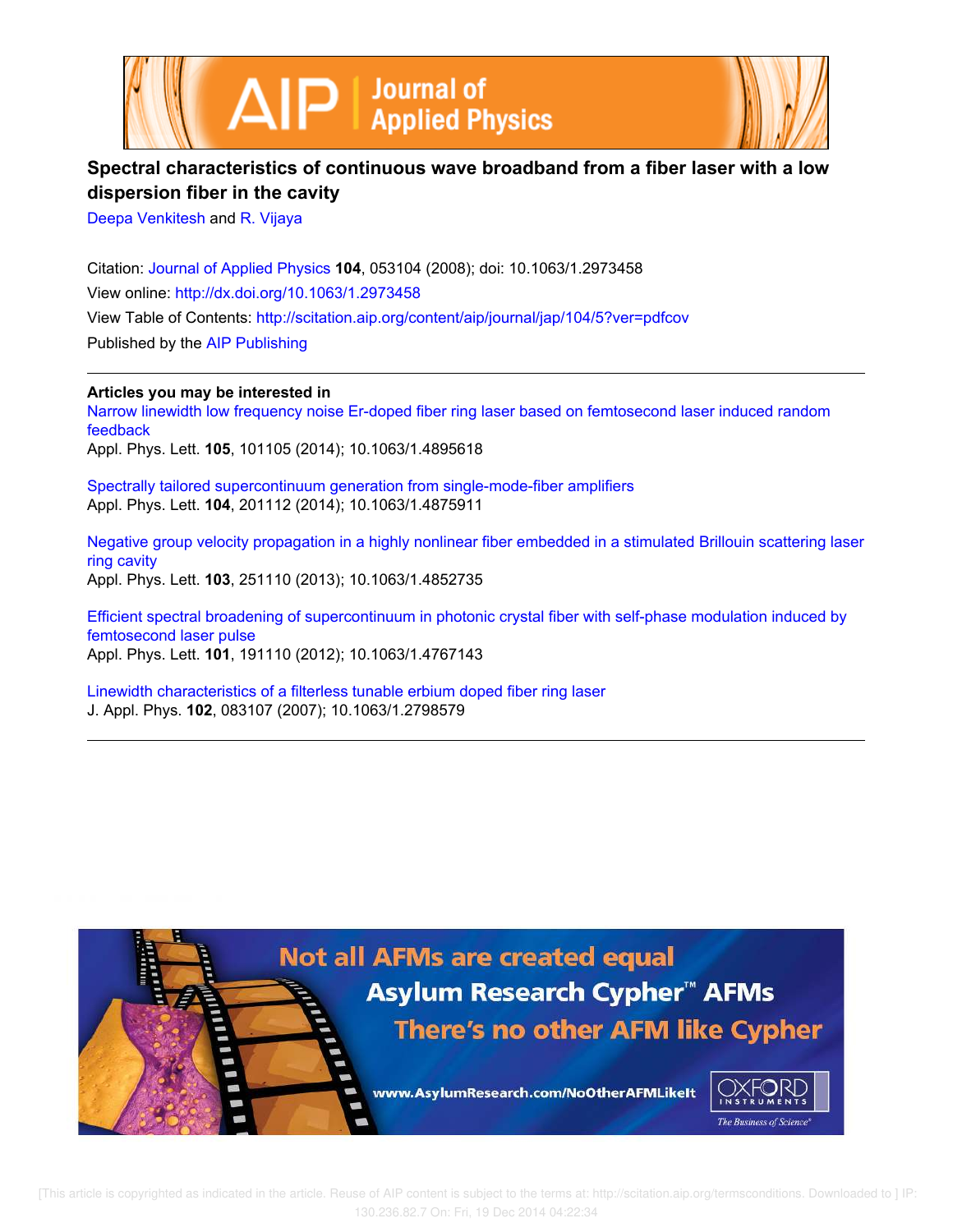# Spectral characteristics of continuous wave broadband from a fiber laser with a low dispersion fiber in the cavity

Deepa Venkitesh and R. Vijaya

Citation: Journal of Applied Physics **104**, 053104 (2008); doi: 10.1063/1.2973458

View online: http://dx.doi.org/10.1063/1.2973458

View Table of Contents: http://scitation.aip.org/content/aip/journal/jap/104/5?ver=pdfcov

Published by the AIP Publishing

---

**Articles you may be interested in**

Narrow linewidth low frequency noise Er-doped fiber ring laser based on femtosecond laser induced random feedback
Appl. Phys. Lett. **105**, 101105 (2014); 10.1063/1.4895618

Spectrally tailored supercontinuum generation from single-mode-fiber amplifiers
Appl. Phys. Lett. **104**, 201112 (2014); 10.1063/1.4875911

Negative group velocity propagation in a highly nonlinear fiber embedded in a stimulated Brillouin scattering laser ring cavity
Appl. Phys. Lett. **103**, 251110 (2013); 10.1063/1.4852735

Efficient spectral broadening of supercontinuum in photonic crystal fiber with self-phase modulation induced by femtosecond laser pulse
Appl. Phys. Lett. **101**, 191110 (2012); 10.1063/1.4767143

Linewidth characteristics of a filterless tunable erbium doped fiber ring laser
J. Appl. Phys. **102**, 083107 (2007); 10.1063/1.2798579

---

[This article is copyrighted as indicated in the article. Reuse of AIP content is subject to the terms at: http://scitation.aip.org/termsconditions. Downloaded to ] IP: 130.236.82.7 On: Fri, 19 Dec 2014 04:22:34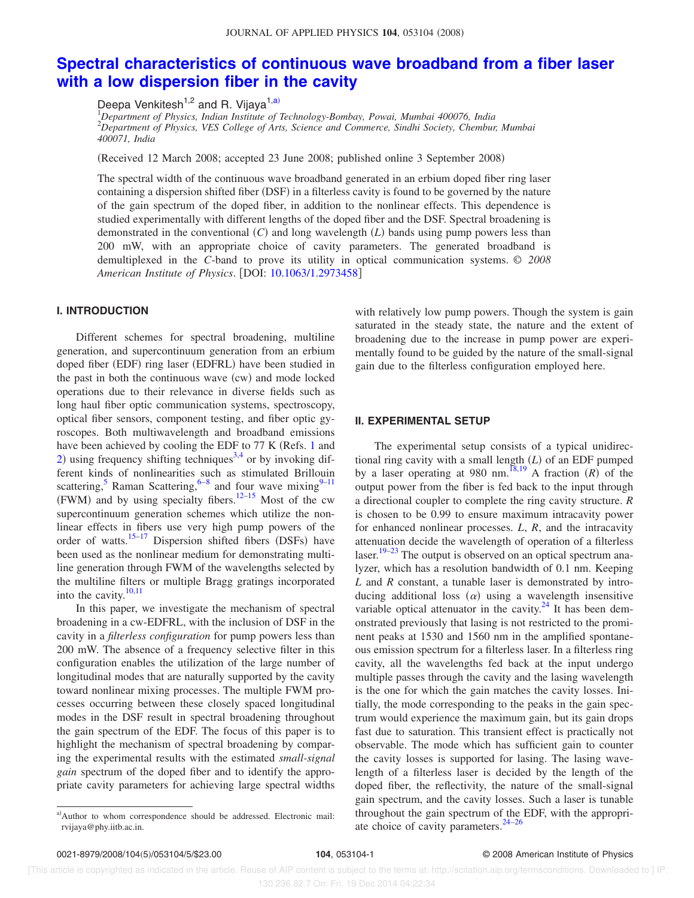# Spectral characteristics of continuous wave broadband from a fiber laser with a low dispersion fiber in the cavity

Deepa Venkitesh[1,2] and R. Vijaya[1,a)]

[1]*Department of Physics, Indian Institute of Technology-Bombay, Powai, Mumbai 400076, India*
[2]*Department of Physics, VES College of Arts, Science and Commerce, Sindhi Society, Chembur, Mumbai 400071, India*

(Received 12 March 2008; accepted 23 June 2008; published online 3 September 2008)

The spectral width of the continuous wave broadband generated in an erbium doped fiber ring laser containing a dispersion shifted fiber (DSF) in a filterless cavity is found to be governed by the nature of the gain spectrum of the doped fiber, in addition to the nonlinear effects. This dependence is studied experimentally with different lengths of the doped fiber and the DSF. Spectral broadening is demonstrated in the conventional ($C$) and long wavelength ($L$) bands using pump powers less than 200 mW, with an appropriate choice of cavity parameters. The generated broadband is demultiplexed in the $C$-band to prove its utility in optical communication systems. © *2008 American Institute of Physics*. [DOI: 10.1063/1.2973458]

## I. INTRODUCTION

Different schemes for spectral broadening, multiline generation, and supercontinuum generation from an erbium doped fiber (EDF) ring laser (EDFRL) have been studied in the past in both the continuous wave (cw) and mode locked operations due to their relevance in diverse fields such as long haul fiber optic communication systems, spectroscopy, optical fiber sensors, component testing, and fiber optic gyroscopes. Both multiwavelength and broadband emissions have been achieved by cooling the EDF to 77 K (Refs. 1 and 2) using frequency shifting techniques[3,4] or by invoking different kinds of nonlinearities such as stimulated Brillouin scattering,[5] Raman Scattering,[6–8] and four wave mixing[9–11] (FWM) and by using specialty fibers.[12–15] Most of the cw supercontinuum generation schemes which utilize the nonlinear effects in fibers use very high pump powers of the order of watts.[15–17] Dispersion shifted fibers (DSFs) have been used as the nonlinear medium for demonstrating multiline generation through FWM of the wavelengths selected by the multiline filters or multiple Bragg gratings incorporated into the cavity.[10,11]

In this paper, we investigate the mechanism of spectral broadening in a cw-EDFRL, with the inclusion of DSF in the cavity in a *filterless configuration* for pump powers less than 200 mW. The absence of a frequency selective filter in this configuration enables the utilization of the large number of longitudinal modes that are naturally supported by the cavity toward nonlinear mixing processes. The multiple FWM processes occurring between these closely spaced longitudinal modes in the DSF result in spectral broadening throughout the gain spectrum of the EDF. The focus of this paper is to highlight the mechanism of spectral broadening by comparing the experimental results with the estimated *small-signal gain* spectrum of the doped fiber and to identify the appropriate cavity parameters for achieving large spectral widths with relatively low pump powers. Though the system is gain saturated in the steady state, the nature and the extent of broadening due to the increase in pump power are experimentally found to be guided by the nature of the small-signal gain due to the filterless configuration employed here.

## II. EXPERIMENTAL SETUP

The experimental setup consists of a typical unidirectional ring cavity with a small length ($L$) of an EDF pumped by a laser operating at 980 nm.[18,19] A fraction ($R$) of the output power from the fiber is fed back to the input through a directional coupler to complete the ring cavity structure. $R$ is chosen to be 0.99 to ensure maximum intracavity power for enhanced nonlinear processes. $L$, $R$, and the intracavity attenuation decide the wavelength of operation of a filterless laser.[19–23] The output is observed on an optical spectrum analyzer, which has a resolution bandwidth of 0.1 nm. Keeping $L$ and $R$ constant, a tunable laser is demonstrated by introducing additional loss ($\alpha$) using a wavelength insensitive variable optical attenuator in the cavity.[24] It has been demonstrated previously that lasing is not restricted to the prominent peaks at 1530 and 1560 nm in the amplified spontaneous emission spectrum for a filterless laser. In a filterless ring cavity, all the wavelengths fed back at the input undergo multiple passes through the cavity and the lasing wavelength is the one for which the gain matches the cavity losses. Initially, the mode corresponding to the peaks in the gain spectrum would experience the maximum gain, but its gain drops fast due to saturation. This transient effect is practically not observable. The mode which has sufficient gain to counter the cavity losses is supported for lasing. The lasing wavelength of a filterless laser is decided by the length of the doped fiber, the reflectivity, the nature of the small-signal gain spectrum, and the cavity losses. Such a laser is tunable throughout the gain spectrum of the EDF, with the appropriate choice of cavity parameters.[24–26]

[a)]Author to whom correspondence should be addressed. Electronic mail: rvijaya@phy.iitb.ac.in.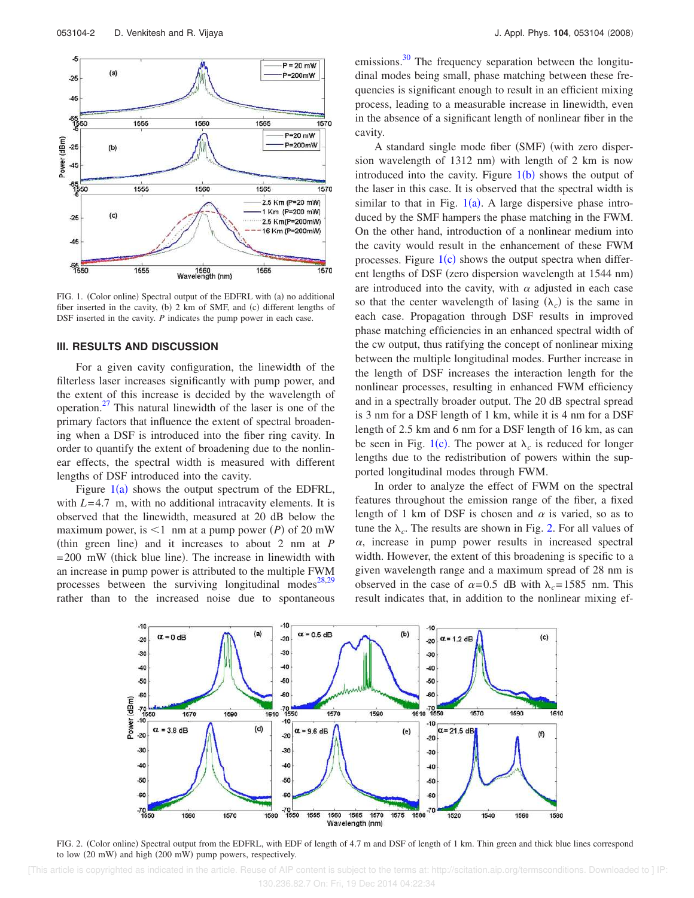FIG. 1. (Color online) Spectral output of the EDFRL with (a) no additional fiber inserted in the cavity, (b) 2 km of SMF, and (c) different lengths of DSF inserted in the cavity. $P$ indicates the pump power in each case.

## III. RESULTS AND DISCUSSION

For a given cavity configuration, the linewidth of the filterless laser increases significantly with pump power, and the extent of this increase is decided by the wavelength of operation.[27] This natural linewidth of the laser is one of the primary factors that influence the extent of spectral broadening when a DSF is introduced into the fiber ring cavity. In order to quantify the extent of broadening due to the nonlinear effects, the spectral width is measured with different lengths of DSF introduced into the cavity.

Figure 1(a) shows the output spectrum of the EDFRL, with $L=4.7$ m, with no additional intracavity elements. It is observed that the linewidth, measured at 20 dB below the maximum power, is $<1$ nm at a pump power ($P$) of 20 mW (thin green line) and it increases to about 2 nm at $P=200$ mW (thick blue line). The increase in linewidth with an increase in pump power is attributed to the multiple FWM processes between the surviving longitudinal modes[28,29] rather than to the increased noise due to spontaneous emissions.[30] The frequency separation between the longitudinal modes being small, phase matching between these frequencies is significant enough to result in an efficient mixing process, leading to a measurable increase in linewidth, even in the absence of a significant length of nonlinear fiber in the cavity.

A standard single mode fiber (SMF) (with zero dispersion wavelength of 1312 nm) with length of 2 km is now introduced into the cavity. Figure 1(b) shows the output of the laser in this case. It is observed that the spectral width is similar to that in Fig. 1(a). A large dispersive phase introduced by the SMF hampers the phase matching in the FWM. On the other hand, introduction of a nonlinear medium into the cavity would result in the enhancement of these FWM processes. Figure 1(c) shows the output spectra when different lengths of DSF (zero dispersion wavelength at 1544 nm) are introduced into the cavity, with $\alpha$ adjusted in each case so that the center wavelength of lasing ($\lambda_c$) is the same in each case. Propagation through DSF results in improved phase matching efficiencies in an enhanced spectral width of the cw output, thus ratifying the concept of nonlinear mixing between the multiple longitudinal modes. Further increase in the length of DSF increases the interaction length for the nonlinear processes, resulting in enhanced FWM efficiency and in a spectrally broader output. The 20 dB spectral spread is 3 nm for a DSF length of 1 km, while it is 4 nm for a DSF length of 2.5 km and 6 nm for a DSF length of 16 km, as can be seen in Fig. 1(c). The power at $\lambda_c$ is reduced for longer lengths due to the redistribution of powers within the supported longitudinal modes through FWM.

In order to analyze the effect of FWM on the spectral features throughout the emission range of the fiber, a fixed length of 1 km of DSF is chosen and $\alpha$ is varied, so as to tune the $\lambda_c$. The results are shown in Fig. 2. For all values of $\alpha$, increase in pump power results in increased spectral width. However, the extent of this broadening is specific to a given wavelength range and a maximum spread of 28 nm is observed in the case of $\alpha=0.5$ dB with $\lambda_c=1585$ nm. This result indicates that, in addition to the nonlinear mixing ef-

FIG. 2. (Color online) Spectral output from the EDFRL, with EDF of length of 4.7 m and DSF of length of 1 km. Thin green and thick blue lines correspond to low (20 mW) and high (200 mW) pump powers, respectively.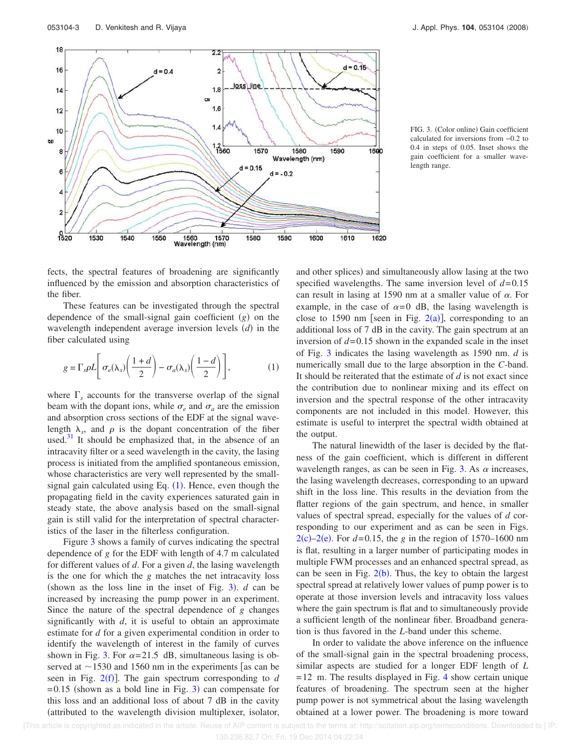FIG. 3. (Color online) Gain coefficient calculated for inversions from −0.2 to 0.4 in steps of 0.05. Inset shows the gain coefficient for a smaller wavelength range.

fects, the spectral features of broadening are significantly influenced by the emission and absorption characteristics of the fiber.

These features can be investigated through the spectral dependence of the small-signal gain coefficient $(g)$ on the wavelength independent average inversion levels $(d)$ in the fiber calculated using

$$g = \Gamma_s \rho L \left[ \sigma_e(\lambda_s) \left( \frac{1+d}{2} \right) - \sigma_a(\lambda_s) \left( \frac{1-d}{2} \right) \right], \tag{1}$$

where $\Gamma_s$ accounts for the transverse overlap of the signal beam with the dopant ions, while $\sigma_e$ and $\sigma_a$ are the emission and absorption cross sections of the EDF at the signal wavelength $\lambda_s$, and $\rho$ is the dopant concentration of the fiber used.[31] It should be emphasized that, in the absence of an intracavity filter or a seed wavelength in the cavity, the lasing process is initiated from the amplified spontaneous emission, whose characteristics are very well represented by the small-signal gain calculated using Eq. (1). Hence, even though the propagating field in the cavity experiences saturated gain in steady state, the above analysis based on the small-signal gain is still valid for the interpretation of spectral characteristics of the laser in the filterless configuration.

Figure 3 shows a family of curves indicating the spectral dependence of $g$ for the EDF with length of 4.7 m calculated for different values of $d$. For a given $d$, the lasing wavelength is the one for which the $g$ matches the net intracavity loss (shown as the loss line in the inset of Fig. 3). $d$ can be increased by increasing the pump power in an experiment. Since the nature of the spectral dependence of $g$ changes significantly with $d$, it is useful to obtain an approximate estimate for $d$ for a given experimental condition in order to identify the wavelength of interest in the family of curves shown in Fig. 3. For $\alpha = 21.5$ dB, simultaneous lasing is observed at ~1530 and 1560 nm in the experiments [as can be seen in Fig. 2(f)]. The gain spectrum corresponding to $d = 0.15$ (shown as a bold line in Fig. 3) can compensate for this loss and an additional loss of about 7 dB in the cavity (attributed to the wavelength division multiplexer, isolator, and other splices) and simultaneously allow lasing at the two specified wavelengths. The same inversion level of $d = 0.15$ can result in lasing at 1590 nm at a smaller value of $\alpha$. For example, in the case of $\alpha = 0$ dB, the lasing wavelength is close to 1590 nm [seen in Fig. 2(a)], corresponding to an additional loss of 7 dB in the cavity. The gain spectrum at an inversion of $d = 0.15$ shown in the expanded scale in the inset of Fig. 3 indicates the lasing wavelength as 1590 nm. $d$ is numerically small due to the large absorption in the *C*-band. It should be reiterated that the estimate of $d$ is not exact since the contribution due to nonlinear mixing and its effect on inversion and the spectral response of the other intracavity components are not included in this model. However, this estimate is useful to interpret the spectral width obtained at the output.

The natural linewidth of the laser is decided by the flatness of the gain coefficient, which is different in different wavelength ranges, as can be seen in Fig. 3. As $\alpha$ increases, the lasing wavelength decreases, corresponding to an upward shift in the loss line. This results in the deviation from the flatter regions of the gain spectrum, and hence, in smaller values of spectral spread, especially for the values of $d$ corresponding to our experiment and as can be seen in Figs. 2(c)–2(e). For $d = 0.15$, the $g$ in the region of 1570–1600 nm is flat, resulting in a larger number of participating modes in multiple FWM processes and an enhanced spectral spread, as can be seen in Fig. 2(b). Thus, the key to obtain the largest spectral spread at relatively lower values of pump power is to operate at those inversion levels and intracavity loss values where the gain spectrum is flat and to simultaneously provide a sufficient length of the nonlinear fiber. Broadband generation is thus favored in the *L*-band under this scheme.

In order to validate the above inference on the influence of the small-signal gain in the spectral broadening process, similar aspects are studied for a longer EDF length of $L = 12$ m. The results displayed in Fig. 4 show certain unique features of broadening. The spectrum seen at the higher pump power is not symmetrical about the lasing wavelength obtained at a lower power. The broadening is more toward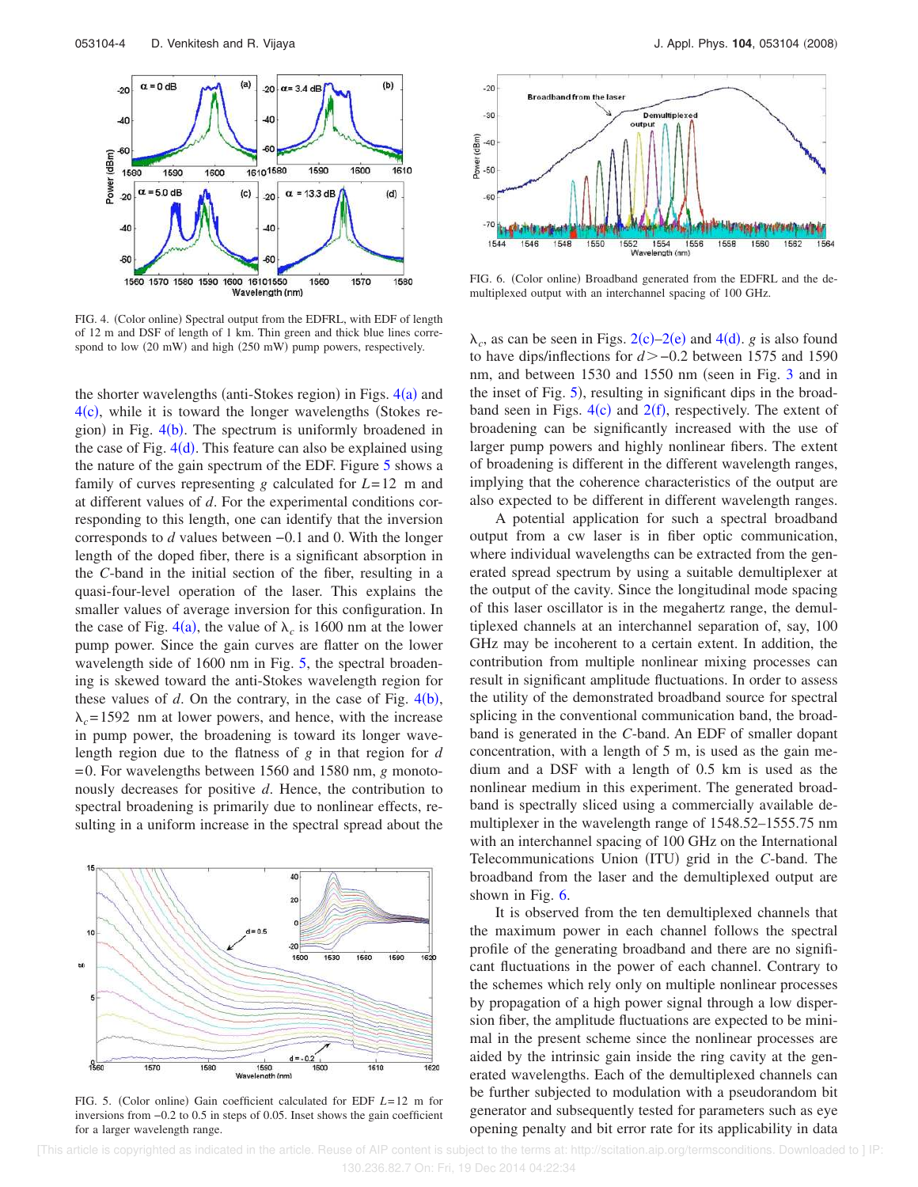FIG. 4. (Color online) Spectral output from the EDFRL, with EDF of length of 12 m and DSF of length of 1 km. Thin green and thick blue lines correspond to low (20 mW) and high (250 mW) pump powers, respectively.

the shorter wavelengths (anti-Stokes region) in Figs. 4(a) and 4(c), while it is toward the longer wavelengths (Stokes region) in Fig. 4(b). The spectrum is uniformly broadened in the case of Fig. 4(d). This feature can also be explained using the nature of the gain spectrum of the EDF. Figure 5 shows a family of curves representing $g$ calculated for $L=12$ m and at different values of $d$. For the experimental conditions corresponding to this length, one can identify that the inversion corresponds to $d$ values between $-0.1$ and 0. With the longer length of the doped fiber, there is a significant absorption in the $C$-band in the initial section of the fiber, resulting in a quasi-four-level operation of the laser. This explains the smaller values of average inversion for this configuration. In the case of Fig. 4(a), the value of $\lambda_c$ is 1600 nm at the lower pump power. Since the gain curves are flatter on the lower wavelength side of 1600 nm in Fig. 5, the spectral broadening is skewed toward the anti-Stokes wavelength region for these values of $d$. On the contrary, in the case of Fig. 4(b), $\lambda_c=1592$ nm at lower powers, and hence, with the increase in pump power, the broadening is toward its longer wavelength region due to the flatness of $g$ in that region for $d=0$. For wavelengths between 1560 and 1580 nm, $g$ monotonously decreases for positive $d$. Hence, the contribution to spectral broadening is primarily due to nonlinear effects, resulting in a uniform increase in the spectral spread about the $\lambda_c$, as can be seen in Figs. 2(c)–2(e) and 4(d). $g$ is also found to have dips/inflections for $d>-0.2$ between 1575 and 1590 nm, and between 1530 and 1550 nm (seen in Fig. 3 and in the inset of Fig. 5), resulting in significant dips in the broadband seen in Figs. 4(c) and 2(f), respectively. The extent of broadening can be significantly increased with the use of larger pump powers and highly nonlinear fibers. The extent of broadening is different in the different wavelength ranges, implying that the coherence characteristics of the output are also expected to be different in different wavelength ranges.

FIG. 5. (Color online) Gain coefficient calculated for EDF $L=12$ m for inversions from $-0.2$ to 0.5 in steps of 0.05. Inset shows the gain coefficient for a larger wavelength range.

FIG. 6. (Color online) Broadband generated from the EDFRL and the demultiplexed output with an interchannel spacing of 100 GHz.

A potential application for such a spectral broadband output from a cw laser is in fiber optic communication, where individual wavelengths can be extracted from the generated spread spectrum by using a suitable demultiplexer at the output of the cavity. Since the longitudinal mode spacing of this laser oscillator is in the megahertz range, the demultiplexed channels at an interchannel separation of, say, 100 GHz may be incoherent to a certain extent. In addition, the contribution from multiple nonlinear mixing processes can result in significant amplitude fluctuations. In order to assess the utility of the demonstrated broadband source for spectral splicing in the conventional communication band, the broadband is generated in the $C$-band. An EDF of smaller dopant concentration, with a length of 5 m, is used as the gain medium and a DSF with a length of 0.5 km is used as the nonlinear medium in this experiment. The generated broadband is spectrally sliced using a commercially available demultiplexer in the wavelength range of 1548.52–1555.75 nm with an interchannel spacing of 100 GHz on the International Telecommunications Union (ITU) grid in the $C$-band. The broadband from the laser and the demultiplexed output are shown in Fig. 6.

It is observed from the ten demultiplexed channels that the maximum power in each channel follows the spectral profile of the generating broadband and there are no significant fluctuations in the power of each channel. Contrary to the schemes which rely only on multiple nonlinear processes by propagation of a high power signal through a low dispersion fiber, the amplitude fluctuations are expected to be minimal in the present scheme since the nonlinear processes are aided by the intrinsic gain inside the ring cavity at the generated wavelengths. Each of the demultiplexed channels can be further subjected to modulation with a pseudorandom bit generator and subsequently tested for parameters such as eye opening penalty and bit error rate for its applicability in data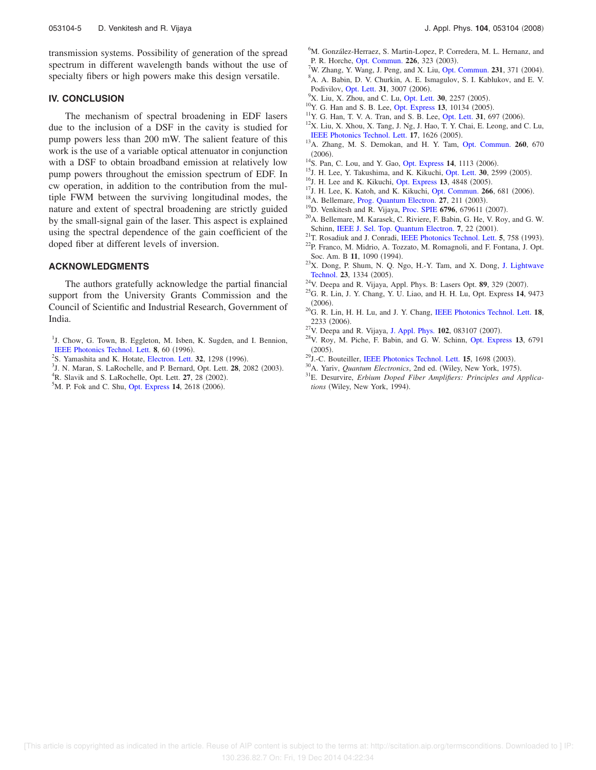transmission systems. Possibility of generation of the spread spectrum in different wavelength bands without the use of specialty fibers or high powers make this design versatile.

## IV. CONCLUSION

The mechanism of spectral broadening in EDF lasers due to the inclusion of a DSF in the cavity is studied for pump powers less than 200 mW. The salient feature of this work is the use of a variable optical attenuator in conjunction with a DSF to obtain broadband emission at relatively low pump powers throughout the emission spectrum of EDF. In cw operation, in addition to the contribution from the multiple FWM between the surviving longitudinal modes, the nature and extent of spectral broadening are strictly guided by the small-signal gain of the laser. This aspect is explained using the spectral dependence of the gain coefficient of the doped fiber at different levels of inversion.

## ACKNOWLEDGMENTS

The authors gratefully acknowledge the partial financial support from the University Grants Commission and the Council of Scientific and Industrial Research, Government of India.

[1] J. Chow, G. Town, B. Eggleton, M. Isben, K. Sugden, and I. Bennion, IEEE Photonics Technol. Lett. **8**, 60 (1996).
[2] S. Yamashita and K. Hotate, Electron. Lett. **32**, 1298 (1996).
[3] J. N. Maran, S. LaRochelle, and P. Bernard, Opt. Lett. **28**, 2082 (2003).
[4] R. Slavik and S. LaRochelle, Opt. Lett. **27**, 28 (2002).
[5] M. P. Fok and C. Shu, Opt. Express **14**, 2618 (2006).
[6] M. González-Herraez, S. Martin-Lopez, P. Corredera, M. L. Hernanz, and P. R. Horche, Opt. Commun. **226**, 323 (2003).
[7] W. Zhang, Y. Wang, J. Peng, and X. Liu, Opt. Commun. **231**, 371 (2004).
[8] A. A. Babin, D. V. Churkin, A. E. Ismagulov, S. I. Kablukov, and E. V. Podivilov, Opt. Lett. **31**, 3007 (2006).
[9] X. Liu, X. Zhou, and C. Lu, Opt. Lett. **30**, 2257 (2005).
[10] Y. G. Han and S. B. Lee, Opt. Express **13**, 10134 (2005).
[11] Y. G. Han, T. V. A. Tran, and S. B. Lee, Opt. Lett. **31**, 697 (2006).
[12] X. Liu, X. Xhou, X. Tang, J. Ng, J. Hao, T. Y. Chai, E. Leong, and C. Lu, IEEE Photonics Technol. Lett. **17**, 1626 (2005).
[13] A. Zhang, M. S. Demokan, and H. Y. Tam, Opt. Commun. **260**, 670 (2006).
[14] S. Pan, C. Lou, and Y. Gao, Opt. Express **14**, 1113 (2006).
[15] J. H. Lee, Y. Takushima, and K. Kikuchi, Opt. Lett. **30**, 2599 (2005).
[16] J. H. Lee and K. Kikuchi, Opt. Express **13**, 4848 (2005).
[17] J. H. Lee, K. Katoh, and K. Kikuchi, Opt. Commun. **266**, 681 (2006).
[18] A. Bellemare, Prog. Quantum Electron. **27**, 211 (2003).
[19] D. Venkitesh and R. Vijaya, Proc. SPIE **6796**, 679611 (2007).
[20] A. Bellemare, M. Karasek, C. Riviere, F. Babin, G. He, V. Roy, and G. W. Schinn, IEEE J. Sel. Top. Quantum Electron. **7**, 22 (2001).
[21] T. Rosadiuk and J. Conradi, IEEE Photonics Technol. Lett. **5**, 758 (1993).
[22] P. Franco, M. Midrio, A. Tozzato, M. Romagnoli, and F. Fontana, J. Opt. Soc. Am. B **11**, 1090 (1994).
[23] X. Dong, P. Shum, N. Q. Ngo, H.-Y. Tam, and X. Dong, J. Lightwave Technol. **23**, 1334 (2005).
[24] V. Deepa and R. Vijaya, Appl. Phys. B: Lasers Opt. **89**, 329 (2007).
[25] G. R. Lin, J. Y. Chang, Y. U. Liao, and H. H. Lu, Opt. Express **14**, 9473 (2006).
[26] G. R. Lin, H. H. Lu, and J. Y. Chang, IEEE Photonics Technol. Lett. **18**, 2233 (2006).
[27] V. Deepa and R. Vijaya, J. Appl. Phys. **102**, 083107 (2007).
[28] V. Roy, M. Piche, F. Babin, and G. W. Schinn, Opt. Express **13**, 6791 (2005).
[29] J.-C. Bouteiller, IEEE Photonics Technol. Lett. **15**, 1698 (2003).
[30] A. Yariv, *Quantum Electronics*, 2nd ed. (Wiley, New York, 1975).
[31] E. Desurvire, *Erbium Doped Fiber Amplifiers: Principles and Applications* (Wiley, New York, 1994).